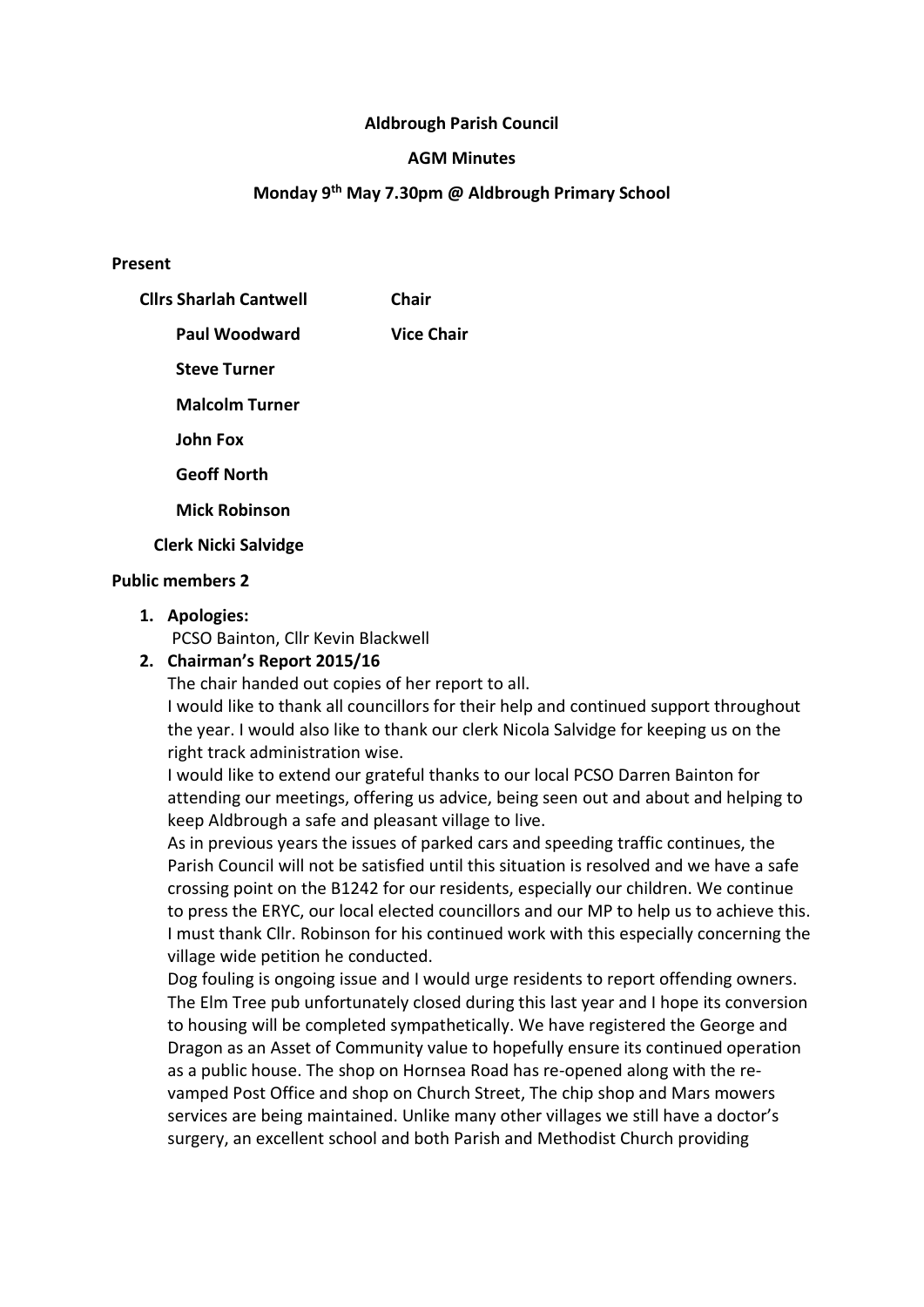**Aldbrough Parish Council**

**AGM Minutes**

**Monday 9th May 7.30pm @ Aldbrough Primary School**

**Present**

| | |
|---|---|
| **Cllrs Sharlah Cantwell** | **Chair** |
| **Paul Woodward** | **Vice Chair** |
| **Steve Turner** | |
| **Malcolm Turner** | |
| **John Fox** | |
| **Geoff North** | |
| **Mick Robinson** | |
| **Clerk Nicki Salvidge** | |

**Public members 2**

1. **Apologies:**
   PCSO Bainton, Cllr Kevin Blackwell
2. **Chairman's Report 2015/16**
   The chair handed out copies of her report to all.
   I would like to thank all councillors for their help and continued support throughout the year. I would also like to thank our clerk Nicola Salvidge for keeping us on the right track administration wise.
   I would like to extend our grateful thanks to our local PCSO Darren Bainton for attending our meetings, offering us advice, being seen out and about and helping to keep Aldbrough a safe and pleasant village to live.
   As in previous years the issues of parked cars and speeding traffic continues, the Parish Council will not be satisfied until this situation is resolved and we have a safe crossing point on the B1242 for our residents, especially our children. We continue to press the ERYC, our local elected councillors and our MP to help us to achieve this. I must thank Cllr. Robinson for his continued work with this especially concerning the village wide petition he conducted.
   Dog fouling is ongoing issue and I would urge residents to report offending owners. The Elm Tree pub unfortunately closed during this last year and I hope its conversion to housing will be completed sympathetically. We have registered the George and Dragon as an Asset of Community value to hopefully ensure its continued operation as a public house. The shop on Hornsea Road has re-opened along with the re-vamped Post Office and shop on Church Street, The chip shop and Mars mowers services are being maintained. Unlike many other villages we still have a doctor's surgery, an excellent school and both Parish and Methodist Church providing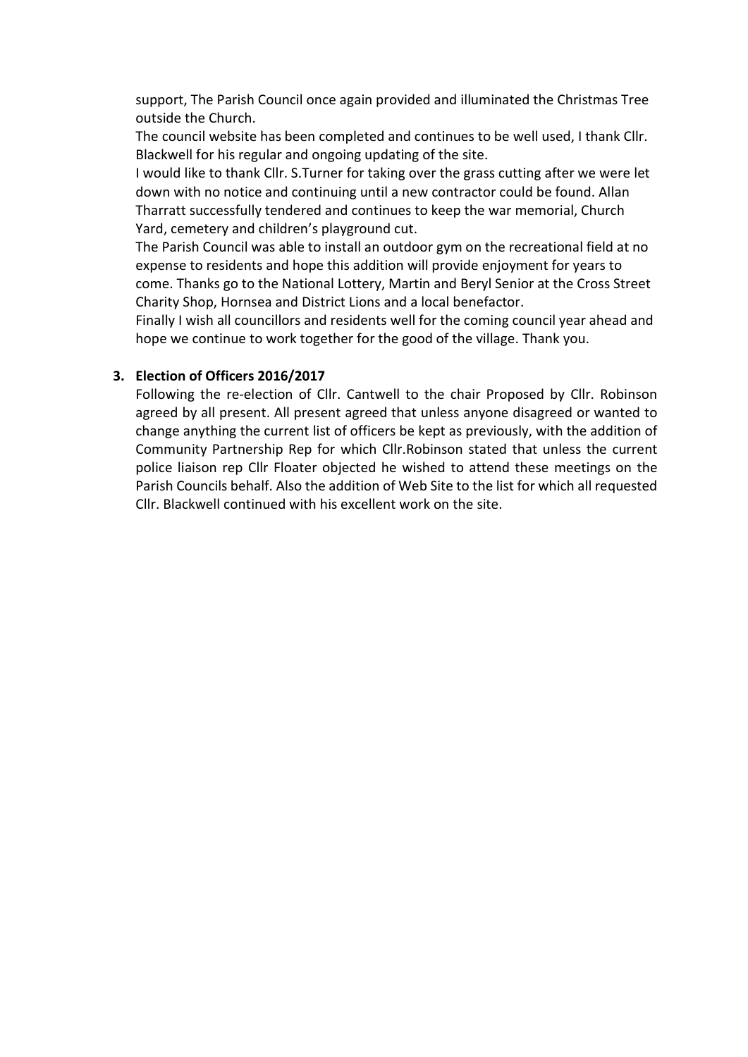support, The Parish Council once again provided and illuminated the Christmas Tree outside the Church.

The council website has been completed and continues to be well used, I thank Cllr. Blackwell for his regular and ongoing updating of the site.

I would like to thank Cllr. S.Turner for taking over the grass cutting after we were let down with no notice and continuing until a new contractor could be found. Allan Tharratt successfully tendered and continues to keep the war memorial, Church Yard, cemetery and children's playground cut.

The Parish Council was able to install an outdoor gym on the recreational field at no expense to residents and hope this addition will provide enjoyment for years to come. Thanks go to the National Lottery, Martin and Beryl Senior at the Cross Street Charity Shop, Hornsea and District Lions and a local benefactor.

Finally I wish all councillors and residents well for the coming council year ahead and hope we continue to work together for the good of the village. Thank you.

**3. Election of Officers 2016/2017**

Following the re-election of Cllr. Cantwell to the chair Proposed by Cllr. Robinson agreed by all present. All present agreed that unless anyone disagreed or wanted to change anything the current list of officers be kept as previously, with the addition of Community Partnership Rep for which Cllr.Robinson stated that unless the current police liaison rep Cllr Floater objected he wished to attend these meetings on the Parish Councils behalf. Also the addition of Web Site to the list for which all requested Cllr. Blackwell continued with his excellent work on the site.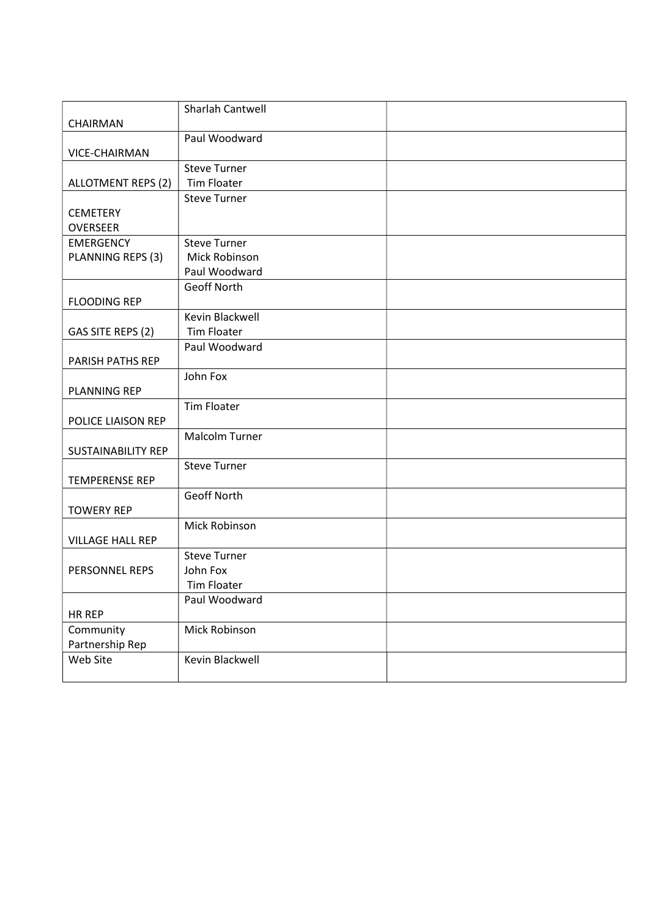| | | |
|---|---|---|
| CHAIRMAN | Sharlah Cantwell | |
| VICE-CHAIRMAN | Paul Woodward | |
| ALLOTMENT REPS (2) | Steve Turner<br>Tim Floater | |
| CEMETERY OVERSEER | Steve Turner | |
| EMERGENCY PLANNING REPS (3) | Steve Turner<br>Mick Robinson<br>Paul Woodward | |
| FLOODING REP | Geoff North | |
| GAS SITE REPS (2) | Kevin Blackwell<br>Tim Floater | |
| PARISH PATHS REP | Paul Woodward | |
| PLANNING REP | John Fox | |
| POLICE LIAISON REP | Tim Floater | |
| SUSTAINABILITY REP | Malcolm Turner | |
| TEMPERENSE REP | Steve Turner | |
| TOWERY REP | Geoff North | |
| VILLAGE HALL REP | Mick Robinson | |
| PERSONNEL REPS | Steve Turner<br>John Fox<br>Tim Floater | |
| HR REP | Paul Woodward | |
| Community Partnership Rep | Mick Robinson | |
| Web Site | Kevin Blackwell | |